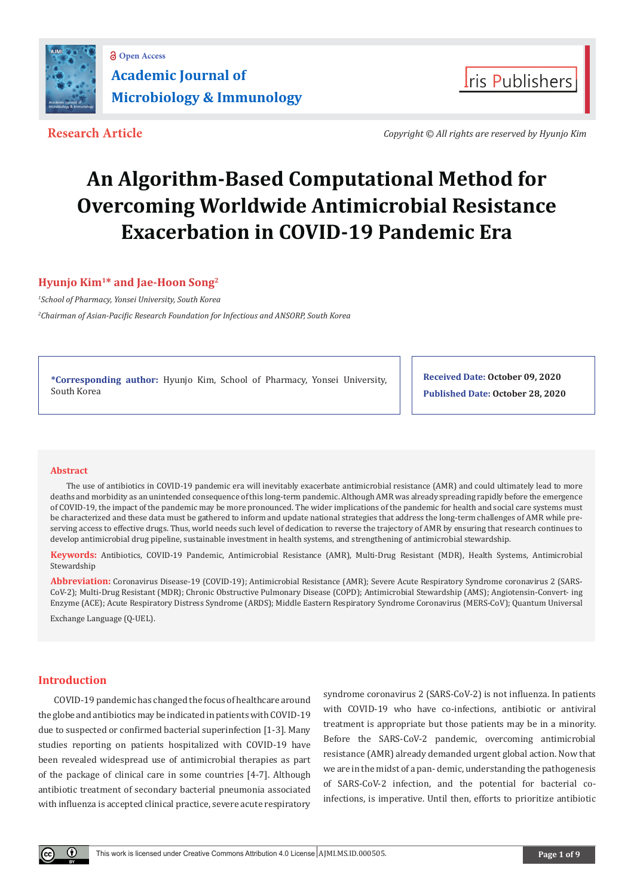**Research Article**

*Copyright © All rights are reserved by Hyunjo Kim*

# An Algorithm-Based Computational Method for Overcoming Worldwide Antimicrobial Resistance Exacerbation in COVID-19 Pandemic Era

**Hyunjo Kim[1]* and Jae-Hoon Song[2]**

[1]*School of Pharmacy, Yonsei University, South Korea*

[2]*Chairman of Asian-Pacific Research Foundation for Infectious and ANSORP, South Korea*

**\*Corresponding author:** Hyunjo Kim, School of Pharmacy, Yonsei University, South Korea

**Received Date:** October 09, 2020

**Published Date:** October 28, 2020

## Abstract

The use of antibiotics in COVID-19 pandemic era will inevitably exacerbate antimicrobial resistance (AMR) and could ultimately lead to more deaths and morbidity as an unintended consequence of this long-term pandemic. Although AMR was already spreading rapidly before the emergence of COVID-19, the impact of the pandemic may be more pronounced. The wider implications of the pandemic for health and social care systems must be characterized and these data must be gathered to inform and update national strategies that address the long-term challenges of AMR while preserving access to effective drugs. Thus, world needs such level of dedication to reverse the trajectory of AMR by ensuring that research continues to develop antimicrobial drug pipeline, sustainable investment in health systems, and strengthening of antimicrobial stewardship.

**Keywords:** Antibiotics, COVID-19 Pandemic, Antimicrobial Resistance (AMR), Multi-Drug Resistant (MDR), Health Systems, Antimicrobial Stewardship

**Abbreviation:** Coronavirus Disease-19 (COVID-19); Antimicrobial Resistance (AMR); Severe Acute Respiratory Syndrome coronavirus 2 (SARS-CoV-2); Multi-Drug Resistant (MDR); Chronic Obstructive Pulmonary Disease (COPD); Antimicrobial Stewardship (AMS); Angiotensin-Convert- ing Enzyme (ACE); Acute Respiratory Distress Syndrome (ARDS); Middle Eastern Respiratory Syndrome Coronavirus (MERS-CoV); Quantum Universal Exchange Language (Q-UEL).

## Introduction

COVID-19 pandemic has changed the focus of healthcare around the globe and antibiotics may be indicated in patients with COVID-19 due to suspected or confirmed bacterial superinfection [1-3]. Many studies reporting on patients hospitalized with COVID-19 have been revealed widespread use of antimicrobial therapies as part of the package of clinical care in some countries [4-7]. Although antibiotic treatment of secondary bacterial pneumonia associated with influenza is accepted clinical practice, severe acute respiratory syndrome coronavirus 2 (SARS-CoV-2) is not influenza. In patients with COVID-19 who have co-infections, antibiotic or antiviral treatment is appropriate but those patients may be in a minority. Before the SARS-CoV-2 pandemic, antimicrobial resistance (AMR) already demanded urgent global action. Now that we are in the midst of a pan- demic, understanding the pathogenesis of SARS-CoV-2 infection, and the potential for bacterial co-infections, is imperative. Until then, efforts to prioritize antibiotic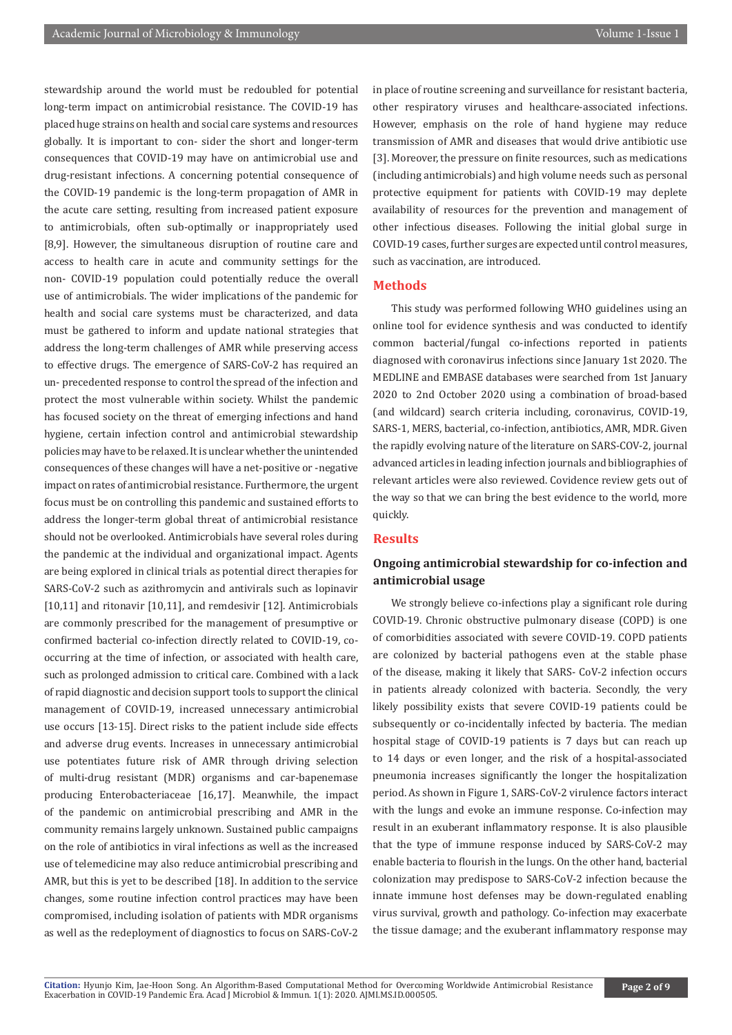stewardship around the world must be redoubled for potential long-term impact on antimicrobial resistance. The COVID-19 has placed huge strains on health and social care systems and resources globally. It is important to con- sider the short and longer-term consequences that COVID-19 may have on antimicrobial use and drug-resistant infections. A concerning potential consequence of the COVID-19 pandemic is the long-term propagation of AMR in the acute care setting, resulting from increased patient exposure to antimicrobials, often sub-optimally or inappropriately used [8,9]. However, the simultaneous disruption of routine care and access to health care in acute and community settings for the non- COVID-19 population could potentially reduce the overall use of antimicrobials. The wider implications of the pandemic for health and social care systems must be characterized, and data must be gathered to inform and update national strategies that address the long-term challenges of AMR while preserving access to effective drugs. The emergence of SARS-CoV-2 has required an un- precedented response to control the spread of the infection and protect the most vulnerable within society. Whilst the pandemic has focused society on the threat of emerging infections and hand hygiene, certain infection control and antimicrobial stewardship policies may have to be relaxed. It is unclear whether the unintended consequences of these changes will have a net-positive or -negative impact on rates of antimicrobial resistance. Furthermore, the urgent focus must be on controlling this pandemic and sustained efforts to address the longer-term global threat of antimicrobial resistance should not be overlooked. Antimicrobials have several roles during the pandemic at the individual and organizational impact. Agents are being explored in clinical trials as potential direct therapies for SARS-CoV-2 such as azithromycin and antivirals such as lopinavir [10,11] and ritonavir [10,11], and remdesivir [12]. Antimicrobials are commonly prescribed for the management of presumptive or confirmed bacterial co-infection directly related to COVID-19, co-occurring at the time of infection, or associated with health care, such as prolonged admission to critical care. Combined with a lack of rapid diagnostic and decision support tools to support the clinical management of COVID-19, increased unnecessary antimicrobial use occurs [13-15]. Direct risks to the patient include side effects and adverse drug events. Increases in unnecessary antimicrobial use potentiates future risk of AMR through driving selection of multi-drug resistant (MDR) organisms and car-bapenemase producing Enterobacteriaceae [16,17]. Meanwhile, the impact of the pandemic on antimicrobial prescribing and AMR in the community remains largely unknown. Sustained public campaigns on the role of antibiotics in viral infections as well as the increased use of telemedicine may also reduce antimicrobial prescribing and AMR, but this is yet to be described [18]. In addition to the service changes, some routine infection control practices may have been compromised, including isolation of patients with MDR organisms as well as the redeployment of diagnostics to focus on SARS-CoV-2 in place of routine screening and surveillance for resistant bacteria, other respiratory viruses and healthcare-associated infections. However, emphasis on the role of hand hygiene may reduce transmission of AMR and diseases that would drive antibiotic use [3]. Moreover, the pressure on finite resources, such as medications (including antimicrobials) and high volume needs such as personal protective equipment for patients with COVID-19 may deplete availability of resources for the prevention and management of other infectious diseases. Following the initial global surge in COVID-19 cases, further surges are expected until control measures, such as vaccination, are introduced.

## Methods

This study was performed following WHO guidelines using an online tool for evidence synthesis and was conducted to identify common bacterial/fungal co-infections reported in patients diagnosed with coronavirus infections since January 1st 2020. The MEDLINE and EMBASE databases were searched from 1st January 2020 to 2nd October 2020 using a combination of broad-based (and wildcard) search criteria including, coronavirus, COVID-19, SARS-1, MERS, bacterial, co-infection, antibiotics, AMR, MDR. Given the rapidly evolving nature of the literature on SARS-COV-2, journal advanced articles in leading infection journals and bibliographies of relevant articles were also reviewed. Covidence review gets out of the way so that we can bring the best evidence to the world, more quickly.

## Results

### Ongoing antimicrobial stewardship for co-infection and antimicrobial usage

We strongly believe co-infections play a significant role during COVID-19. Chronic obstructive pulmonary disease (COPD) is one of comorbidities associated with severe COVID-19. COPD patients are colonized by bacterial pathogens even at the stable phase of the disease, making it likely that SARS- CoV-2 infection occurs in patients already colonized with bacteria. Secondly, the very likely possibility exists that severe COVID-19 patients could be subsequently or co-incidentally infected by bacteria. The median hospital stage of COVID-19 patients is 7 days but can reach up to 14 days or even longer, and the risk of a hospital-associated pneumonia increases significantly the longer the hospitalization period. As shown in Figure 1, SARS-CoV-2 virulence factors interact with the lungs and evoke an immune response. Co-infection may result in an exuberant inflammatory response. It is also plausible that the type of immune response induced by SARS-CoV-2 may enable bacteria to flourish in the lungs. On the other hand, bacterial colonization may predispose to SARS-CoV-2 infection because the innate immune host defenses may be down-regulated enabling virus survival, growth and pathology. Co-infection may exacerbate the tissue damage; and the exuberant inflammatory response may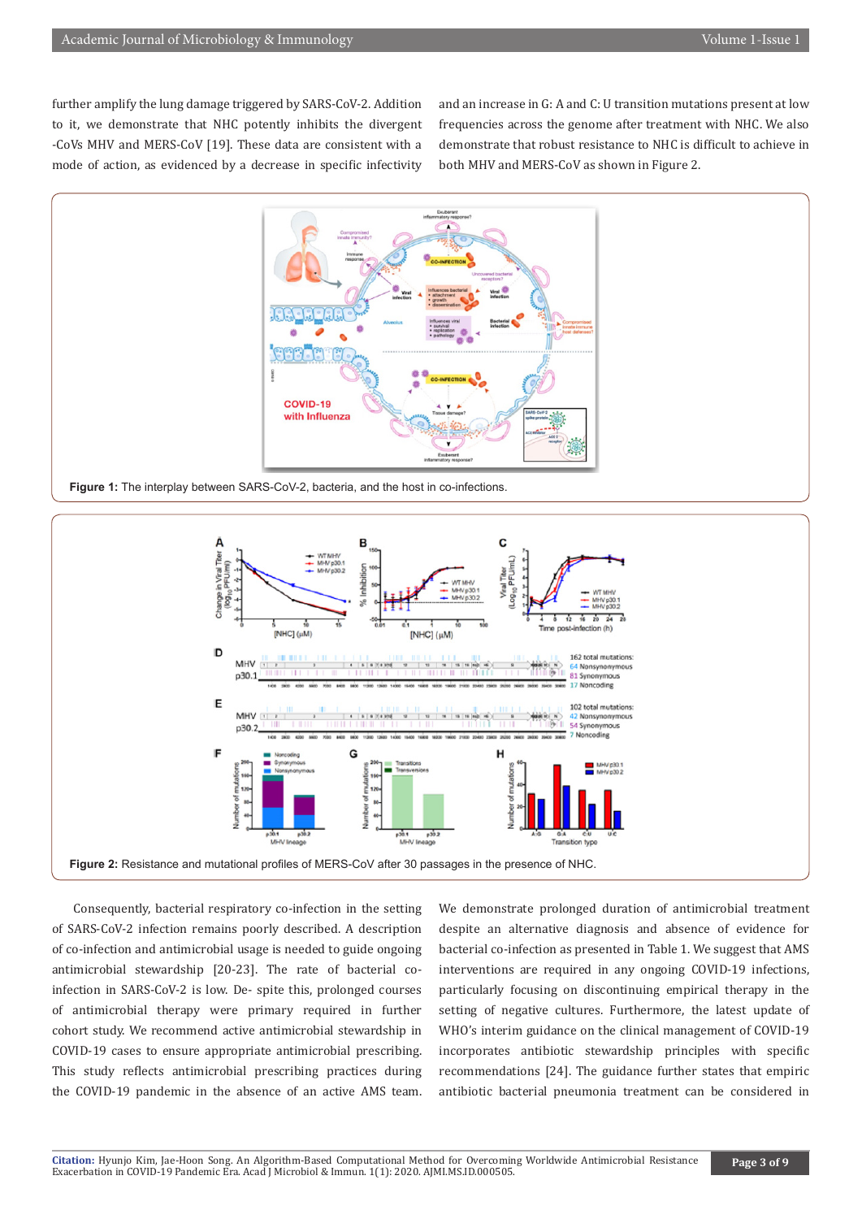further amplify the lung damage triggered by SARS-CoV-2. Addition to it, we demonstrate that NHC potently inhibits the divergent -CoVs MHV and MERS-CoV [19]. These data are consistent with a mode of action, as evidenced by a decrease in specific infectivity and an increase in G: A and C: U transition mutations present at low frequencies across the genome after treatment with NHC. We also demonstrate that robust resistance to NHC is difficult to achieve in both MHV and MERS-CoV as shown in Figure 2.

**Figure 1:** The interplay between SARS-CoV-2, bacteria, and the host in co-infections.

**Figure 2:** Resistance and mutational profiles of MERS-CoV after 30 passages in the presence of NHC.

Consequently, bacterial respiratory co-infection in the setting of SARS-CoV-2 infection remains poorly described. A description of co-infection and antimicrobial usage is needed to guide ongoing antimicrobial stewardship [20-23]. The rate of bacterial co-infection in SARS-CoV-2 is low. De- spite this, prolonged courses of antimicrobial therapy were primary required in further cohort study. We recommend active antimicrobial stewardship in COVID-19 cases to ensure appropriate antimicrobial prescribing. This study reflects antimicrobial prescribing practices during the COVID-19 pandemic in the absence of an active AMS team. We demonstrate prolonged duration of antimicrobial treatment despite an alternative diagnosis and absence of evidence for bacterial co-infection as presented in Table 1. We suggest that AMS interventions are required in any ongoing COVID-19 infections, particularly focusing on discontinuing empirical therapy in the setting of negative cultures. Furthermore, the latest update of WHO's interim guidance on the clinical management of COVID-19 incorporates antibiotic stewardship principles with specific recommendations [24]. The guidance further states that empiric antibiotic bacterial pneumonia treatment can be considered in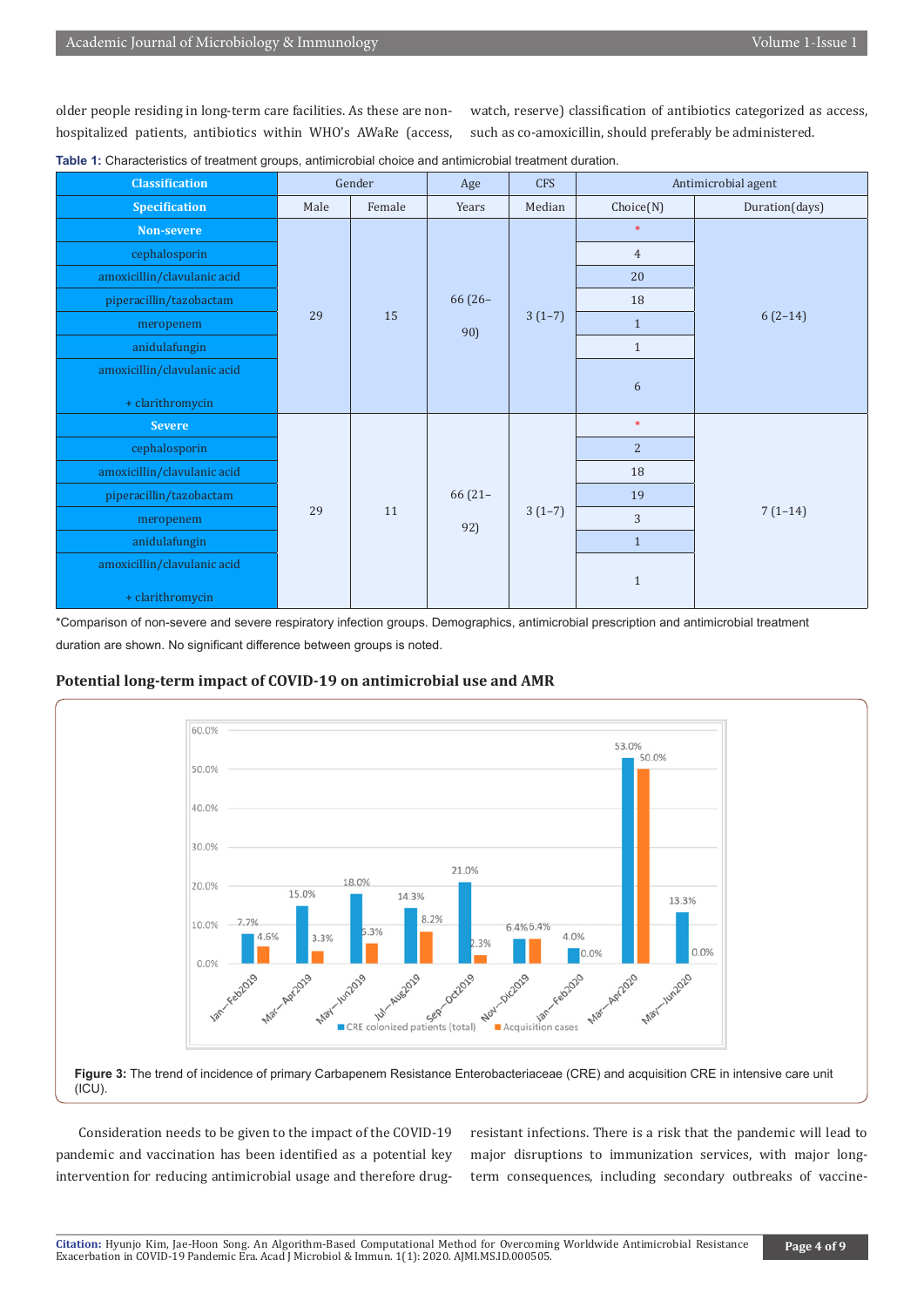older people residing in long-term care facilities. As these are non-hospitalized patients, antibiotics within WHO's AWaRe (access, watch, reserve) classification of antibiotics categorized as access, such as co-amoxicillin, should preferably be administered.

**Table 1:** Characteristics of treatment groups, antimicrobial choice and antimicrobial treatment duration.

| Classification | Gender | | Age | CFS | Antimicrobial agent | |
|---|---|---|---|---|---|---|
| Specification | Male | Female | Years | Median | Choice(N) | Duration(days) |
| **Non-severe** | 29 | 15 | 66 (26–90) | 3 (1–7) | * | 6 (2–14) |
| cephalosporin | | | | | 4 | |
| amoxicillin/clavulanic acid | | | | | 20 | |
| piperacillin/tazobactam | | | | | 18 | |
| meropenem | | | | | 1 | |
| anidulafungin | | | | | 1 | |
| amoxicillin/clavulanic acid + clarithromycin | | | | | 6 | |
| **Severe** | 29 | 11 | 66 (21–92) | 3 (1–7) | * | 7 (1–14) |
| cephalosporin | | | | | 2 | |
| amoxicillin/clavulanic acid | | | | | 18 | |
| piperacillin/tazobactam | | | | | 19 | |
| meropenem | | | | | 3 | |
| anidulafungin | | | | | 1 | |
| amoxicillin/clavulanic acid + clarithromycin | | | | | 1 | |

*Comparison of non-severe and severe respiratory infection groups. Demographics, antimicrobial prescription and antimicrobial treatment duration are shown. No significant difference between groups is noted.

### Potential long-term impact of COVID-19 on antimicrobial use and AMR

**Figure 3:** The trend of incidence of primary Carbapenem Resistance Enterobacteriaceae (CRE) and acquisition CRE in intensive care unit (ICU).

Consideration needs to be given to the impact of the COVID-19 pandemic and vaccination has been identified as a potential key intervention for reducing antimicrobial usage and therefore drug-resistant infections. There is a risk that the pandemic will lead to major disruptions to immunization services, with major long-term consequences, including secondary outbreaks of vaccine-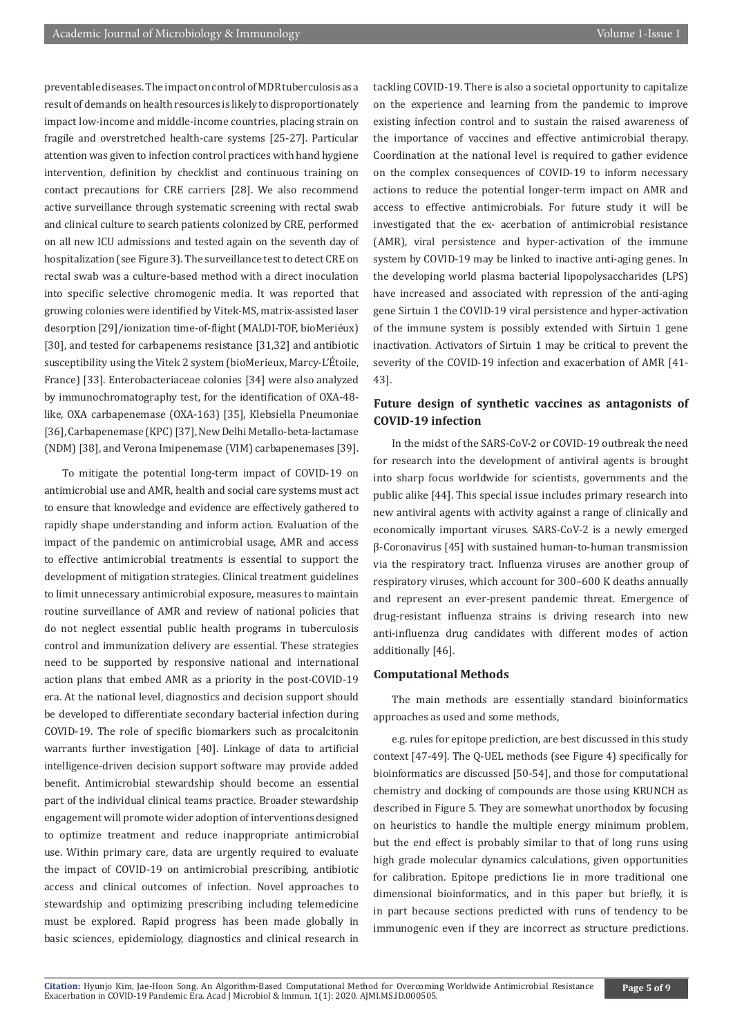preventable diseases. The impact on control of MDR tuberculosis as a result of demands on health resources is likely to disproportionately impact low-income and middle-income countries, placing strain on fragile and overstretched health-care systems [25-27]. Particular attention was given to infection control practices with hand hygiene intervention, definition by checklist and continuous training on contact precautions for CRE carriers [28]. We also recommend active surveillance through systematic screening with rectal swab and clinical culture to search patients colonized by CRE, performed on all new ICU admissions and tested again on the seventh day of hospitalization (see Figure 3). The surveillance test to detect CRE on rectal swab was a culture-based method with a direct inoculation into specific selective chromogenic media. It was reported that growing colonies were identified by Vitek-MS, matrix-assisted laser desorption [29]/ionization time-of-flight (MALDI-TOF, bioMeriéux) [30], and tested for carbapenems resistance [31,32] and antibiotic susceptibility using the Vitek 2 system (bioMerieux, Marcy-L'Étoile, France) [33]. Enterobacteriaceae colonies [34] were also analyzed by immunochromatography test, for the identification of OXA-48-like, OXA carbapenemase (OXA-163) [35], Klebsiella Pneumoniae [36], Carbapenemase (KPC) [37], New Delhi Metallo-beta-lactamase (NDM) [38], and Verona Imipenemase (VIM) carbapenemases [39].

To mitigate the potential long-term impact of COVID-19 on antimicrobial use and AMR, health and social care systems must act to ensure that knowledge and evidence are effectively gathered to rapidly shape understanding and inform action. Evaluation of the impact of the pandemic on antimicrobial usage, AMR and access to effective antimicrobial treatments is essential to support the development of mitigation strategies. Clinical treatment guidelines to limit unnecessary antimicrobial exposure, measures to maintain routine surveillance of AMR and review of national policies that do not neglect essential public health programs in tuberculosis control and immunization delivery are essential. These strategies need to be supported by responsive national and international action plans that embed AMR as a priority in the post-COVID-19 era. At the national level, diagnostics and decision support should be developed to differentiate secondary bacterial infection during COVID-19. The role of specific biomarkers such as procalcitonin warrants further investigation [40]. Linkage of data to artificial intelligence-driven decision support software may provide added benefit. Antimicrobial stewardship should become an essential part of the individual clinical teams practice. Broader stewardship engagement will promote wider adoption of interventions designed to optimize treatment and reduce inappropriate antimicrobial use. Within primary care, data are urgently required to evaluate the impact of COVID-19 on antimicrobial prescribing, antibiotic access and clinical outcomes of infection. Novel approaches to stewardship and optimizing prescribing including telemedicine must be explored. Rapid progress has been made globally in basic sciences, epidemiology, diagnostics and clinical research in tackling COVID-19. There is also a societal opportunity to capitalize on the experience and learning from the pandemic to improve existing infection control and to sustain the raised awareness of the importance of vaccines and effective antimicrobial therapy. Coordination at the national level is required to gather evidence on the complex consequences of COVID-19 to inform necessary actions to reduce the potential longer-term impact on AMR and access to effective antimicrobials. For future study it will be investigated that the ex- acerbation of antimicrobial resistance (AMR), viral persistence and hyper-activation of the immune system by COVID-19 may be linked to inactive anti-aging genes. In the developing world plasma bacterial lipopolysaccharides (LPS) have increased and associated with repression of the anti-aging gene Sirtuin 1 the COVID-19 viral persistence and hyper-activation of the immune system is possibly extended with Sirtuin 1 gene inactivation. Activators of Sirtuin 1 may be critical to prevent the severity of the COVID-19 infection and exacerbation of AMR [41-43].

## Future design of synthetic vaccines as antagonists of COVID-19 infection

In the midst of the SARS-CoV-2 or COVID-19 outbreak the need for research into the development of antiviral agents is brought into sharp focus worldwide for scientists, governments and the public alike [44]. This special issue includes primary research into new antiviral agents with activity against a range of clinically and economically important viruses. SARS-CoV-2 is a newly emerged β-Coronavirus [45] with sustained human-to-human transmission via the respiratory tract. Influenza viruses are another group of respiratory viruses, which account for 300–600 K deaths annually and represent an ever-present pandemic threat. Emergence of drug-resistant influenza strains is driving research into new anti-influenza drug candidates with different modes of action additionally [46].

### Computational Methods

The main methods are essentially standard bioinformatics approaches as used and some methods,

e.g. rules for epitope prediction, are best discussed in this study context [47-49]. The Q-UEL methods (see Figure 4) specifically for bioinformatics are discussed [50-54], and those for computational chemistry and docking of compounds are those using KRUNCH as described in Figure 5. They are somewhat unorthodox by focusing on heuristics to handle the multiple energy minimum problem, but the end effect is probably similar to that of long runs using high grade molecular dynamics calculations, given opportunities for calibration. Epitope predictions lie in more traditional one dimensional bioinformatics, and in this paper but briefly, it is in part because sections predicted with runs of tendency to be immunogenic even if they are incorrect as structure predictions.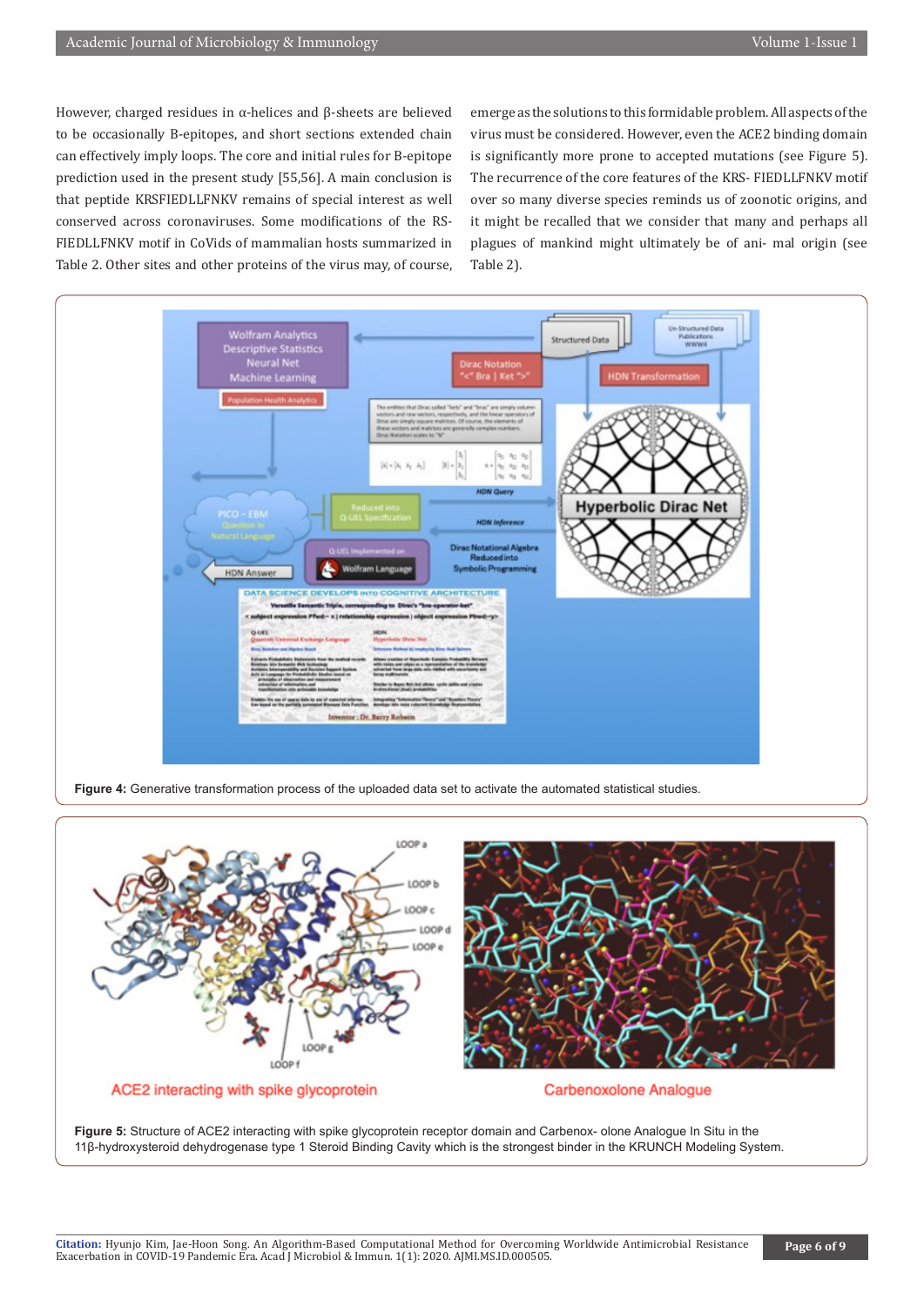However, charged residues in α-helices and β-sheets are believed to be occasionally B-epitopes, and short sections extended chain can effectively imply loops. The core and initial rules for B-epitope prediction used in the present study [55,56]. A main conclusion is that peptide KRSFIEDLLFNKV remains of special interest as well conserved across coronaviruses. Some modifications of the RS-FIEDLLFNKV motif in CoVids of mammalian hosts summarized in Table 2. Other sites and other proteins of the virus may, of course, emerge as the solutions to this formidable problem. All aspects of the virus must be considered. However, even the ACE2 binding domain is significantly more prone to accepted mutations (see Figure 5). The recurrence of the core features of the KRS- FIEDLLFNKV motif over so many diverse species reminds us of zoonotic origins, and it might be recalled that we consider that many and perhaps all plagues of mankind might ultimately be of ani- mal origin (see Table 2).

**Figure 4:** Generative transformation process of the uploaded data set to activate the automated statistical studies.

**Figure 5:** Structure of ACE2 interacting with spike glycoprotein receptor domain and Carbenox- olone Analogue In Situ in the 11β-hydroxysteroid dehydrogenase type 1 Steroid Binding Cavity which is the strongest binder in the KRUNCH Modeling System.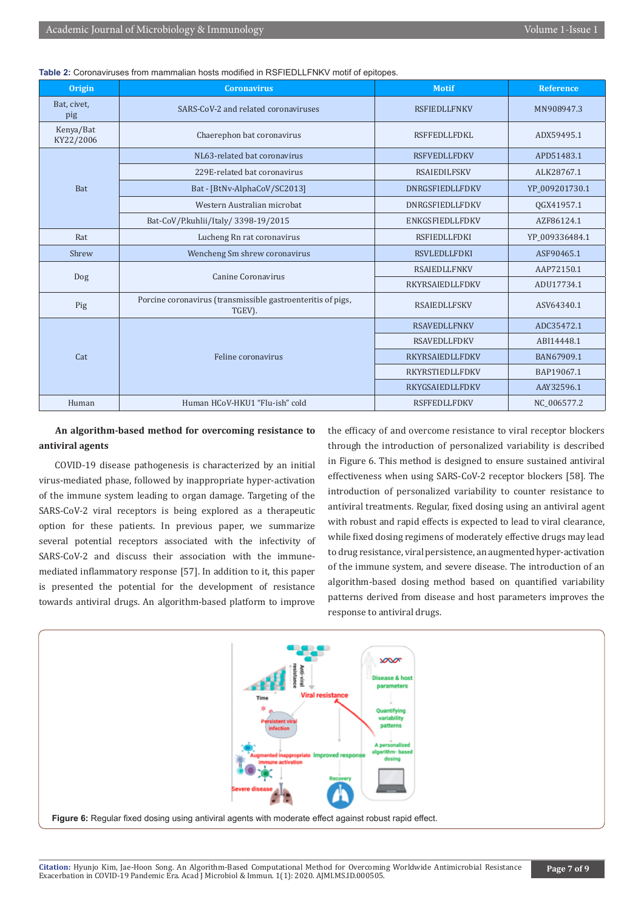**Table 2:** Coronaviruses from mammalian hosts modified in RSFIEDLLFNKV motif of epitopes.

| Origin | Coronavirus | Motif | Reference |
|---|---|---|---|
| Bat, civet, pig | SARS-CoV-2 and related coronaviruses | RSFIEDLLFNKV | MN908947.3 |
| Kenya/Bat KY22/2006 | Chaerephon bat coronavirus | RSFFEDLLFDKL | ADX59495.1 |
| Bat | NL63-related bat coronavirus | RSFVEDLLFDKV | APD51483.1 |
| | 229E-related bat coronavirus | RSAIEDILFSKV | ALK28767.1 |
| | Bat - [BtNv-AlphaCoV/SC2013] | DNRGSFIEDLLFDKV | YP_009201730.1 |
| | Western Australian microbat | DNRGSFIEDLLFDKV | QGX41957.1 |
| | Bat-CoV/P.kuhlii/Italy/ 3398-19/2015 | ENKGSFIEDLLFDKV | AZF86124.1 |
| Rat | Lucheng Rn rat coronavirus | RSFIEDLLFDKI | YP_009336484.1 |
| Shrew | Wencheng Sm shrew coronavirus | RSVLEDLLFDKI | ASF90465.1 |
| Dog | Canine Coronavirus | RSAIEDLLFNKV | AAP72150.1 |
| | | RKYRSAIEDLLFDKV | ADU17734.1 |
| Pig | Porcine coronavirus (transmissible gastroenteritis of pigs, TGEV). | RSAIEDLLFSKV | ASV64340.1 |
| Cat | Feline coronavirus | RSAVEDLLFNKV | ADC35472.1 |
| | | RSAVEDLLFDKV | ABI14448.1 |
| | | RKYRSAIEDLLFDKV | BAN67909.1 |
| | | RKYRSTIEDLLFDKV | BAP19067.1 |
| | | RKYGSAIEDLLFDKV | AAY32596.1 |
| Human | Human HCoV-HKU1 "Flu-ish" cold | RSFFEDLLFDKV | NC_006577.2 |

**An algorithm-based method for overcoming resistance to antiviral agents**

COVID-19 disease pathogenesis is characterized by an initial virus-mediated phase, followed by inappropriate hyper-activation of the immune system leading to organ damage. Targeting of the SARS-CoV-2 viral receptors is being explored as a therapeutic option for these patients. In previous paper, we summarize several potential receptors associated with the infectivity of SARS-CoV-2 and discuss their association with the immune-mediated inflammatory response [57]. In addition to it, this paper is presented the potential for the development of resistance towards antiviral drugs. An algorithm-based platform to improve the efficacy of and overcome resistance to viral receptor blockers through the introduction of personalized variability is described in Figure 6. This method is designed to ensure sustained antiviral effectiveness when using SARS-CoV-2 receptor blockers [58]. The introduction of personalized variability to counter resistance to antiviral treatments. Regular, fixed dosing using an antiviral agent with robust and rapid effects is expected to lead to viral clearance, while fixed dosing regimens of moderately effective drugs may lead to drug resistance, viral persistence, an augmented hyper-activation of the immune system, and severe disease. The introduction of an algorithm-based dosing method based on quantified variability patterns derived from disease and host parameters improves the response to antiviral drugs.

**Figure 6:** Regular fixed dosing using antiviral agents with moderate effect against robust rapid effect.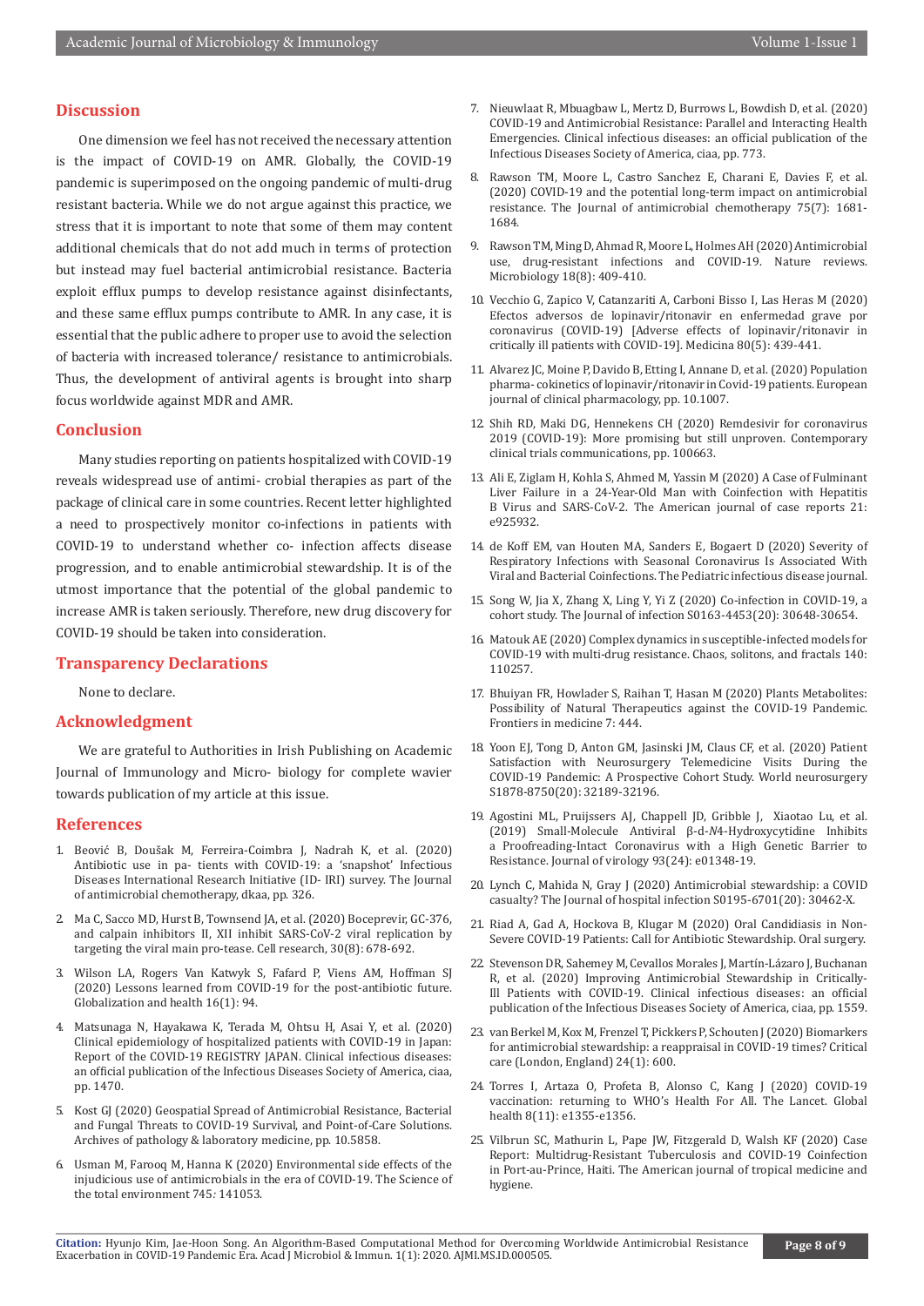## Discussion

One dimension we feel has not received the necessary attention is the impact of COVID-19 on AMR. Globally, the COVID-19 pandemic is superimposed on the ongoing pandemic of multi-drug resistant bacteria. While we do not argue against this practice, we stress that it is important to note that some of them may content additional chemicals that do not add much in terms of protection but instead may fuel bacterial antimicrobial resistance. Bacteria exploit efflux pumps to develop resistance against disinfectants, and these same efflux pumps contribute to AMR. In any case, it is essential that the public adhere to proper use to avoid the selection of bacteria with increased tolerance/ resistance to antimicrobials. Thus, the development of antiviral agents is brought into sharp focus worldwide against MDR and AMR.

## Conclusion

Many studies reporting on patients hospitalized with COVID-19 reveals widespread use of antimi- crobial therapies as part of the package of clinical care in some countries. Recent letter highlighted a need to prospectively monitor co-infections in patients with COVID-19 to understand whether co- infection affects disease progression, and to enable antimicrobial stewardship. It is of the utmost importance that the potential of the global pandemic to increase AMR is taken seriously. Therefore, new drug discovery for COVID-19 should be taken into consideration.

## Transparency Declarations

None to declare.

## Acknowledgment

We are grateful to Authorities in Irish Publishing on Academic Journal of Immunology and Micro- biology for complete wavier towards publication of my article at this issue.

## References

1. Beović B, Doušak M, Ferreira-Coimbra J, Nadrah K, et al. (2020) Antibiotic use in pa- tients with COVID-19: a 'snapshot' Infectious Diseases International Research Initiative (ID- IRI) survey. The Journal of antimicrobial chemotherapy, dkaa, pp. 326.
2. Ma C, Sacco MD, Hurst B, Townsend JA, et al. (2020) Boceprevir, GC-376, and calpain inhibitors II, XII inhibit SARS-CoV-2 viral replication by targeting the viral main pro-tease. Cell research, 30(8): 678-692.
3. Wilson LA, Rogers Van Katwyk S, Fafard P, Viens AM, Hoffman SJ (2020) Lessons learned from COVID-19 for the post-antibiotic future. Globalization and health 16(1): 94.
4. Matsunaga N, Hayakawa K, Terada M, Ohtsu H, Asai Y, et al. (2020) Clinical epidemiology of hospitalized patients with COVID-19 in Japan: Report of the COVID-19 REGISTRY JAPAN. Clinical infectious diseases: an official publication of the Infectious Diseases Society of America, ciaa, pp. 1470.
5. Kost GJ (2020) Geospatial Spread of Antimicrobial Resistance, Bacterial and Fungal Threats to COVID-19 Survival, and Point-of-Care Solutions. Archives of pathology & laboratory medicine, pp. 10.5858.
6. Usman M, Farooq M, Hanna K (2020) Environmental side effects of the injudicious use of antimicrobials in the era of COVID-19. The Science of the total environment 745: 141053.
7. Nieuwlaat R, Mbuagbaw L, Mertz D, Burrows L, Bowdish D, et al. (2020) COVID-19 and Antimicrobial Resistance: Parallel and Interacting Health Emergencies. Clinical infectious diseases: an official publication of the Infectious Diseases Society of America, ciaa, pp. 773.
8. Rawson TM, Moore L, Castro Sanchez E, Charani E, Davies F, et al. (2020) COVID-19 and the potential long-term impact on antimicrobial resistance. The Journal of antimicrobial chemotherapy 75(7): 1681-1684.
9. Rawson TM, Ming D, Ahmad R, Moore L, Holmes AH (2020) Antimicrobial use, drug-resistant infections and COVID-19. Nature reviews. Microbiology 18(8): 409-410.
10. Vecchio G, Zapico V, Catanzariti A, Carboni Bisso I, Las Heras M (2020) Efectos adversos de lopinavir/ritonavir en enfermedad grave por coronavirus (COVID-19) [Adverse effects of lopinavir/ritonavir in critically ill patients with COVID-19]. Medicina 80(5): 439-441.
11. Alvarez JC, Moine P, Davido B, Etting I, Annane D, et al. (2020) Population pharma- cokinetics of lopinavir/ritonavir in Covid-19 patients. European journal of clinical pharmacology, pp. 10.1007.
12. Shih RD, Maki DG, Hennekens CH (2020) Remdesivir for coronavirus 2019 (COVID-19): More promising but still unproven. Contemporary clinical trials communications, pp. 100663.
13. Ali E, Ziglam H, Kohla S, Ahmed M, Yassin M (2020) A Case of Fulminant Liver Failure in a 24-Year-Old Man with Coinfection with Hepatitis B Virus and SARS-CoV-2. The American journal of case reports 21: e925932.
14. de Koff EM, van Houten MA, Sanders E, Bogaert D (2020) Severity of Respiratory Infections with Seasonal Coronavirus Is Associated With Viral and Bacterial Coinfections. The Pediatric infectious disease journal.
15. Song W, Jia X, Zhang X, Ling Y, Yi Z (2020) Co-infection in COVID-19, a cohort study. The Journal of infection S0163-4453(20): 30648-30654.
16. Matouk AE (2020) Complex dynamics in susceptible-infected models for COVID-19 with multi-drug resistance. Chaos, solitons, and fractals 140: 110257.
17. Bhuiyan FR, Howlader S, Raihan T, Hasan M (2020) Plants Metabolites: Possibility of Natural Therapeutics against the COVID-19 Pandemic. Frontiers in medicine 7: 444.
18. Yoon EJ, Tong D, Anton GM, Jasinski JM, Claus CF, et al. (2020) Patient Satisfaction with Neurosurgery Telemedicine Visits During the COVID-19 Pandemic: A Prospective Cohort Study. World neurosurgery S1878-8750(20): 32189-32196.
19. Agostini ML, Pruijssers AJ, Chappell JD, Gribble J, Xiaotao Lu, et al. (2019) Small-Molecule Antiviral β-d-*N*4-Hydroxycytidine Inhibits a Proofreading-Intact Coronavirus with a High Genetic Barrier to Resistance. Journal of virology 93(24): e01348-19.
20. Lynch C, Mahida N, Gray J (2020) Antimicrobial stewardship: a COVID casualty? The Journal of hospital infection S0195-6701(20): 30462-X.
21. Riad A, Gad A, Hockova B, Klugar M (2020) Oral Candidiasis in Non-Severe COVID-19 Patients: Call for Antibiotic Stewardship. Oral surgery.
22. Stevenson DR, Sahemey M, Cevallos Morales J, Martín-Lázaro J, Buchanan R, et al. (2020) Improving Antimicrobial Stewardship in Critically-Ill Patients with COVID-19. Clinical infectious diseases: an official publication of the Infectious Diseases Society of America, ciaa, pp. 1559.
23. van Berkel M, Kox M, Frenzel T, Pickkers P, Schouten J (2020) Biomarkers for antimicrobial stewardship: a reappraisal in COVID-19 times? Critical care (London, England) 24(1): 600.
24. Torres I, Artaza O, Profeta B, Alonso C, Kang J (2020) COVID-19 vaccination: returning to WHO's Health For All. The Lancet. Global health 8(11): e1355-e1356.
25. Vilbrun SC, Mathurin L, Pape JW, Fitzgerald D, Walsh KF (2020) Case Report: Multidrug-Resistant Tuberculosis and COVID-19 Coinfection in Port-au-Prince, Haiti. The American journal of tropical medicine and hygiene.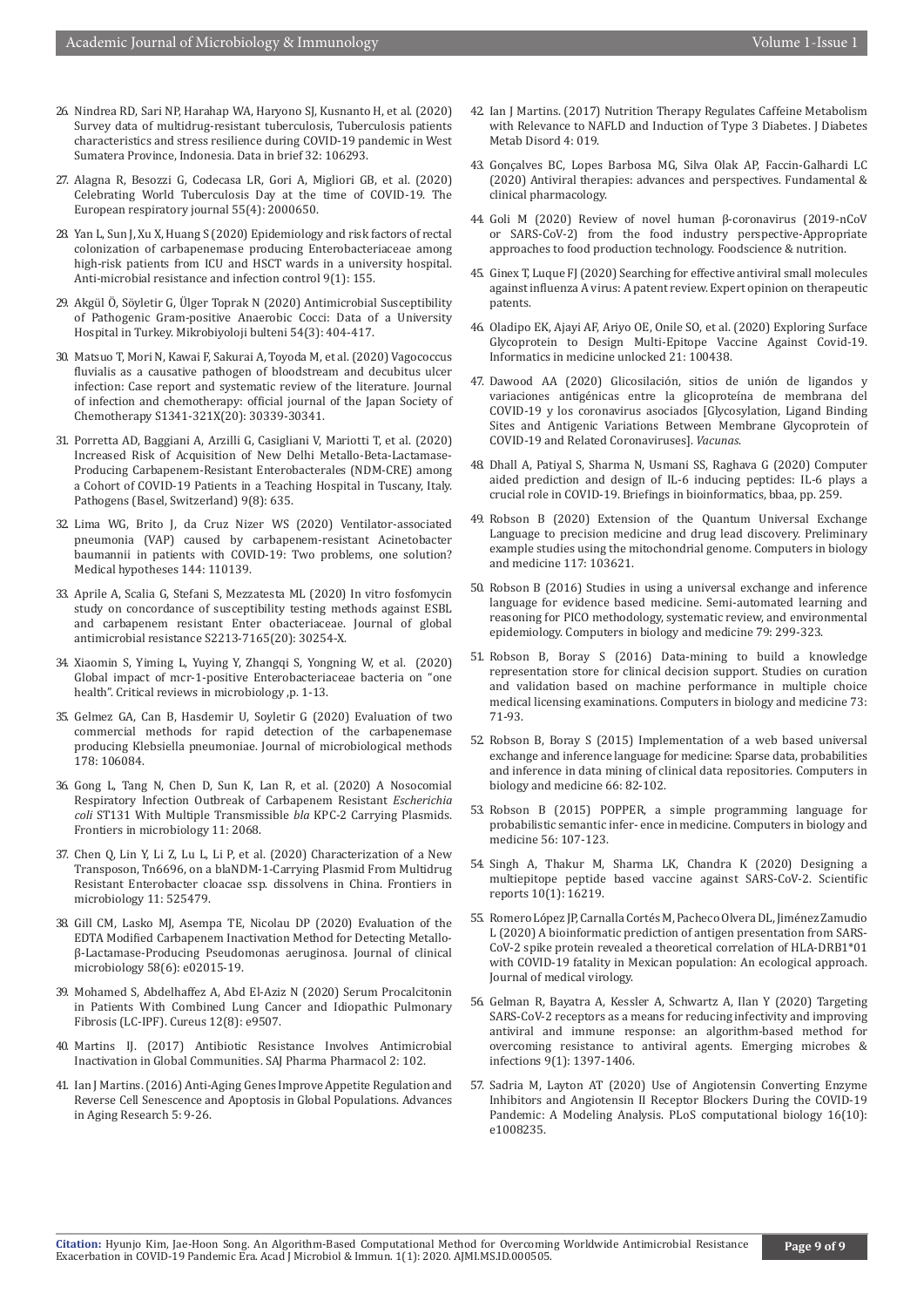26. Nindrea RD, Sari NP, Harahap WA, Haryono SJ, Kusnanto H, et al. (2020) Survey data of multidrug-resistant tuberculosis, Tuberculosis patients characteristics and stress resilience during COVID-19 pandemic in West Sumatera Province, Indonesia. Data in brief 32: 106293.

27. Alagna R, Besozzi G, Codecasa LR, Gori A, Migliori GB, et al. (2020) Celebrating World Tuberculosis Day at the time of COVID-19. The European respiratory journal 55(4): 2000650.

28. Yan L, Sun J, Xu X, Huang S (2020) Epidemiology and risk factors of rectal colonization of carbapenemase producing Enterobacteriaceae among high-risk patients from ICU and HSCT wards in a university hospital. Anti-microbial resistance and infection control 9(1): 155.

29. Akgül Ö, Söyletir G, Ülger Toprak N (2020) Antimicrobial Susceptibility of Pathogenic Gram-positive Anaerobic Cocci: Data of a University Hospital in Turkey. Mikrobiyoloji bulteni 54(3): 404-417.

30. Matsuo T, Mori N, Kawai F, Sakurai A, Toyoda M, et al. (2020) Vagococcus fluvialis as a causative pathogen of bloodstream and decubitus ulcer infection: Case report and systematic review of the literature. Journal of infection and chemotherapy: official journal of the Japan Society of Chemotherapy S1341-321X(20): 30339-30341.

31. Porretta AD, Baggiani A, Arzilli G, Casigliani V, Mariotti T, et al. (2020) Increased Risk of Acquisition of New Delhi Metallo-Beta-Lactamase-Producing Carbapenem-Resistant Enterobacterales (NDM-CRE) among a Cohort of COVID-19 Patients in a Teaching Hospital in Tuscany, Italy. Pathogens (Basel, Switzerland) 9(8): 635.

32. Lima WG, Brito J, da Cruz Nizer WS (2020) Ventilator-associated pneumonia (VAP) caused by carbapenem-resistant Acinetobacter baumannii in patients with COVID-19: Two problems, one solution? Medical hypotheses 144: 110139.

33. Aprile A, Scalia G, Stefani S, Mezzatesta ML (2020) In vitro fosfomycin study on concordance of susceptibility testing methods against ESBL and carbapenem resistant Enter obacteriaceae. Journal of global antimicrobial resistance S2213-7165(20): 30254-X.

34. Xiaomin S, Yiming L, Yuying Y, Zhangqi S, Yongning W, et al. (2020) Global impact of mcr-1-positive Enterobacteriaceae bacteria on "one health". Critical reviews in microbiology ,p. 1-13.

35. Gelmez GA, Can B, Hasdemir U, Soyletir G (2020) Evaluation of two commercial methods for rapid detection of the carbapenemase producing Klebsiella pneumoniae. Journal of microbiological methods 178: 106084.

36. Gong L, Tang N, Chen D, Sun K, Lan R, et al. (2020) A Nosocomial Respiratory Infection Outbreak of Carbapenem Resistant *Escherichia coli* ST131 With Multiple Transmissible *bla* KPC-2 Carrying Plasmids. Frontiers in microbiology 11: 2068.

37. Chen Q, Lin Y, Li Z, Lu L, Li P, et al. (2020) Characterization of a New Transposon, Tn6696, on a blaNDM-1-Carrying Plasmid From Multidrug Resistant Enterobacter cloacae ssp. dissolvens in China. Frontiers in microbiology 11: 525479.

38. Gill CM, Lasko MJ, Asempa TE, Nicolau DP (2020) Evaluation of the EDTA Modified Carbapenem Inactivation Method for Detecting Metallo-β-Lactamase-Producing Pseudomonas aeruginosa. Journal of clinical microbiology 58(6): e02015-19.

39. Mohamed S, Abdelhaffez A, Abd El-Aziz N (2020) Serum Procalcitonin in Patients With Combined Lung Cancer and Idiopathic Pulmonary Fibrosis (LC-IPF). Cureus 12(8): e9507.

40. Martins IJ. (2017) Antibiotic Resistance Involves Antimicrobial Inactivation in Global Communities. SAJ Pharma Pharmacol 2: 102.

41. Ian J Martins. (2016) Anti-Aging Genes Improve Appetite Regulation and Reverse Cell Senescence and Apoptosis in Global Populations. Advances in Aging Research 5: 9-26.

42. Ian J Martins. (2017) Nutrition Therapy Regulates Caffeine Metabolism with Relevance to NAFLD and Induction of Type 3 Diabetes. J Diabetes Metab Disord 4: 019.

43. Gonçalves BC, Lopes Barbosa MG, Silva Olak AP, Faccin-Galhardi LC (2020) Antiviral therapies: advances and perspectives. Fundamental & clinical pharmacology.

44. Goli M (2020) Review of novel human β-coronavirus (2019-nCoV or SARS-CoV-2) from the food industry perspective-Appropriate approaches to food production technology. Foodscience & nutrition.

45. Ginex T, Luque FJ (2020) Searching for effective antiviral small molecules against influenza A virus: A patent review. Expert opinion on therapeutic patents.

46. Oladipo EK, Ajayi AF, Ariyo OE, Onile SO, et al. (2020) Exploring Surface Glycoprotein to Design Multi-Epitope Vaccine Against Covid-19. Informatics in medicine unlocked 21: 100438.

47. Dawood AA (2020) Glicosilación, sitios de unión de ligandos y variaciones antigénicas entre la glicoproteína de membrana del COVID-19 y los coronavirus asociados [Glycosylation, Ligand Binding Sites and Antigenic Variations Between Membrane Glycoprotein of COVID-19 and Related Coronaviruses]. *Vacunas*.

48. Dhall A, Patiyal S, Sharma N, Usmani SS, Raghava G (2020) Computer aided prediction and design of IL-6 inducing peptides: IL-6 plays a crucial role in COVID-19. Briefings in bioinformatics, bbaa, pp. 259.

49. Robson B (2020) Extension of the Quantum Universal Exchange Language to precision medicine and drug lead discovery. Preliminary example studies using the mitochondrial genome. Computers in biology and medicine 117: 103621.

50. Robson B (2016) Studies in using a universal exchange and inference language for evidence based medicine. Semi-automated learning and reasoning for PICO methodology, systematic review, and environmental epidemiology. Computers in biology and medicine 79: 299-323.

51. Robson B, Boray S (2016) Data-mining to build a knowledge representation store for clinical decision support. Studies on curation and validation based on machine performance in multiple choice medical licensing examinations. Computers in biology and medicine 73: 71-93.

52. Robson B, Boray S (2015) Implementation of a web based universal exchange and inference language for medicine: Sparse data, probabilities and inference in data mining of clinical data repositories. Computers in biology and medicine 66: 82-102.

53. Robson B (2015) POPPER, a simple programming language for probabilistic semantic infer- ence in medicine. Computers in biology and medicine 56: 107-123.

54. Singh A, Thakur M, Sharma LK, Chandra K (2020) Designing a multiepitope peptide based vaccine against SARS-CoV-2. Scientific reports 10(1): 16219.

55. Romero López JP, Carnalla Cortés M, Pacheco Olvera DL, Jiménez Zamudio L (2020) A bioinformatic prediction of antigen presentation from SARS-CoV-2 spike protein revealed a theoretical correlation of HLA-DRB1*01 with COVID-19 fatality in Mexican population: An ecological approach. Journal of medical virology.

56. Gelman R, Bayatra A, Kessler A, Schwartz A, Ilan Y (2020) Targeting SARS-CoV-2 receptors as a means for reducing infectivity and improving antiviral and immune response: an algorithm-based method for overcoming resistance to antiviral agents. Emerging microbes & infections 9(1): 1397-1406.

57. Sadria M, Layton AT (2020) Use of Angiotensin Converting Enzyme Inhibitors and Angiotensin II Receptor Blockers During the COVID-19 Pandemic: A Modeling Analysis. PLoS computational biology 16(10): e1008235.